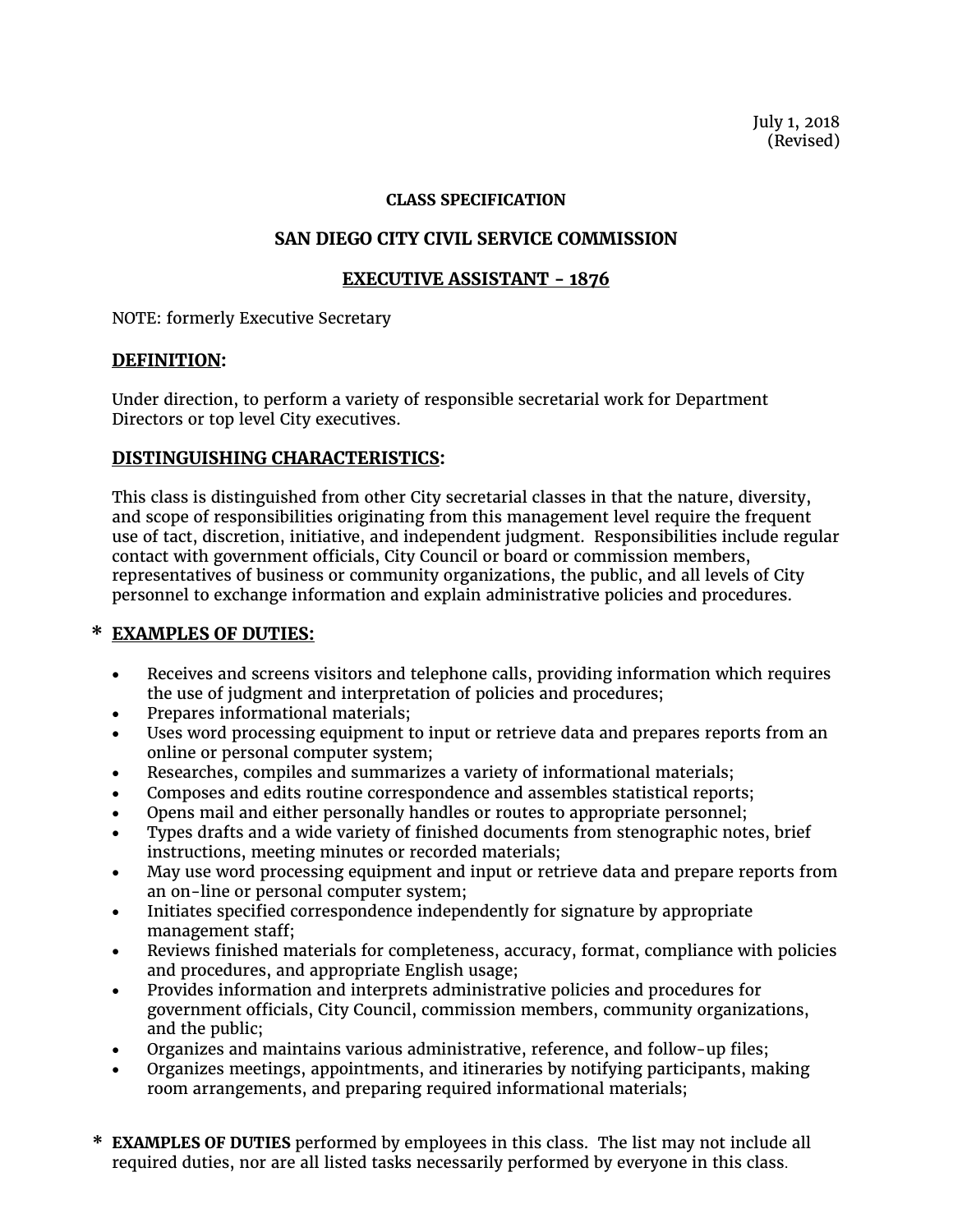July 1, 2018
(Revised)

**CLASS SPECIFICATION**

**SAN DIEGO CITY CIVIL SERVICE COMMISSION**

# EXECUTIVE ASSISTANT - 1876

NOTE: formerly Executive Secretary

## DEFINITION:

Under direction, to perform a variety of responsible secretarial work for Department Directors or top level City executives.

## DISTINGUISHING CHARACTERISTICS:

This class is distinguished from other City secretarial classes in that the nature, diversity, and scope of responsibilities originating from this management level require the frequent use of tact, discretion, initiative, and independent judgment. Responsibilities include regular contact with government officials, City Council or board or commission members, representatives of business or community organizations, the public, and all levels of City personnel to exchange information and explain administrative policies and procedures.

## * EXAMPLES OF DUTIES:

- Receives and screens visitors and telephone calls, providing information which requires the use of judgment and interpretation of policies and procedures;
- Prepares informational materials;
- Uses word processing equipment to input or retrieve data and prepares reports from an online or personal computer system;
- Researches, compiles and summarizes a variety of informational materials;
- Composes and edits routine correspondence and assembles statistical reports;
- Opens mail and either personally handles or routes to appropriate personnel;
- Types drafts and a wide variety of finished documents from stenographic notes, brief instructions, meeting minutes or recorded materials;
- May use word processing equipment and input or retrieve data and prepare reports from an on-line or personal computer system;
- Initiates specified correspondence independently for signature by appropriate management staff;
- Reviews finished materials for completeness, accuracy, format, compliance with policies and procedures, and appropriate English usage;
- Provides information and interprets administrative policies and procedures for government officials, City Council, commission members, community organizations, and the public;
- Organizes and maintains various administrative, reference, and follow-up files;
- Organizes meetings, appointments, and itineraries by notifying participants, making room arrangements, and preparing required informational materials;

\* **EXAMPLES OF DUTIES** performed by employees in this class. The list may not include all required duties, nor are all listed tasks necessarily performed by everyone in this class.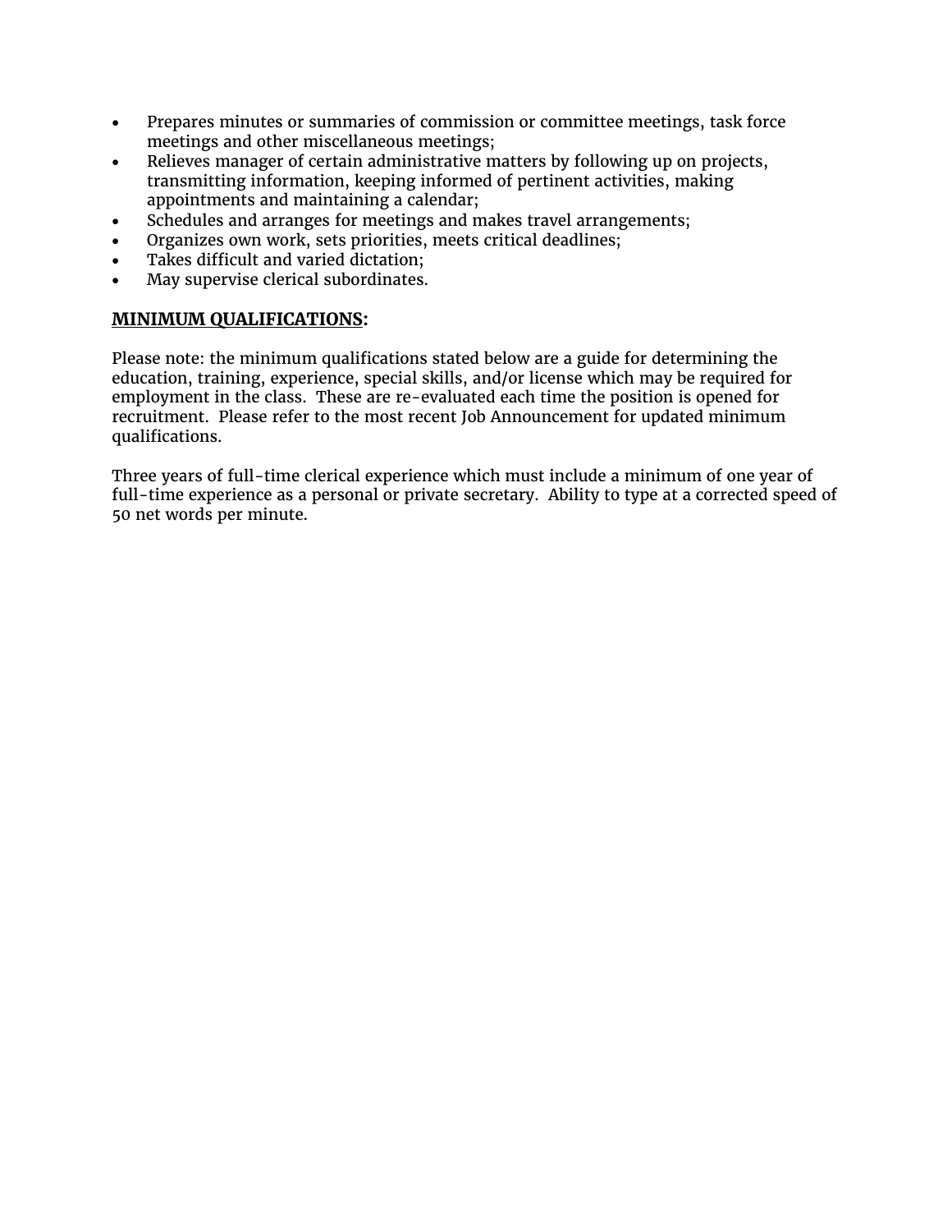- Prepares minutes or summaries of commission or committee meetings, task force meetings and other miscellaneous meetings;
- Relieves manager of certain administrative matters by following up on projects, transmitting information, keeping informed of pertinent activities, making appointments and maintaining a calendar;
- Schedules and arranges for meetings and makes travel arrangements;
- Organizes own work, sets priorities, meets critical deadlines;
- Takes difficult and varied dictation;
- May supervise clerical subordinates.

**MINIMUM QUALIFICATIONS:**

Please note: the minimum qualifications stated below are a guide for determining the education, training, experience, special skills, and/or license which may be required for employment in the class. These are re-evaluated each time the position is opened for recruitment. Please refer to the most recent Job Announcement for updated minimum qualifications.

Three years of full-time clerical experience which must include a minimum of one year of full-time experience as a personal or private secretary. Ability to type at a corrected speed of 50 net words per minute.